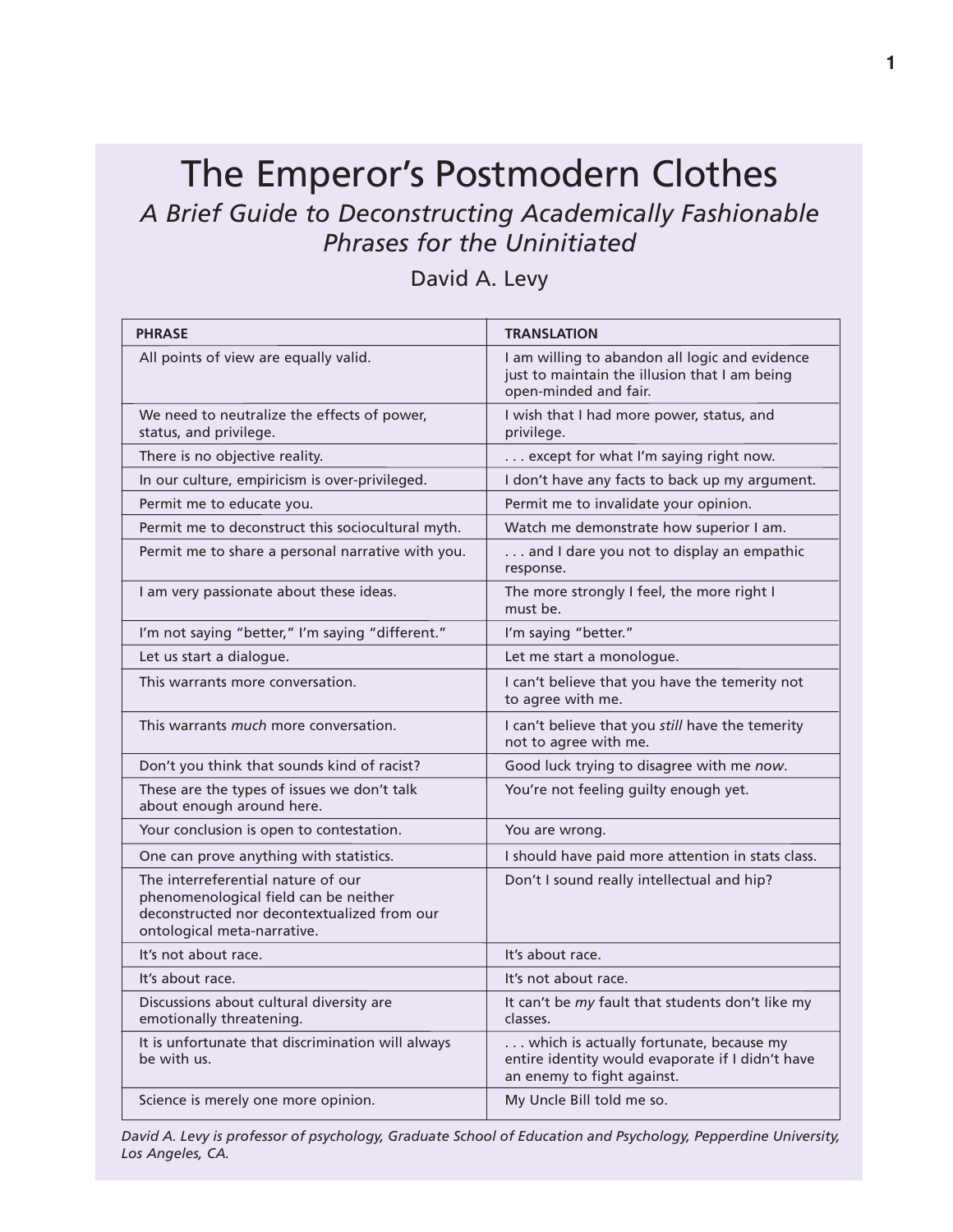# The Emperor's Postmodern Clothes

## *A Brief Guide to Deconstructing Academically Fashionable Phrases for the Uninitiated*

David A. Levy

| PHRASE | TRANSLATION |
|---|---|
| All points of view are equally valid. | I am willing to abandon all logic and evidence just to maintain the illusion that I am being open-minded and fair. |
| We need to neutralize the effects of power, status, and privilege. | I wish that I had more power, status, and privilege. |
| There is no objective reality. | . . . except for what I'm saying right now. |
| In our culture, empiricism is over-privileged. | I don't have any facts to back up my argument. |
| Permit me to educate you. | Permit me to invalidate your opinion. |
| Permit me to deconstruct this sociocultural myth. | Watch me demonstrate how superior I am. |
| Permit me to share a personal narrative with you. | . . . and I dare you not to display an empathic response. |
| I am very passionate about these ideas. | The more strongly I feel, the more right I must be. |
| I'm not saying "better," I'm saying "different." | I'm saying "better." |
| Let us start a dialogue. | Let me start a monologue. |
| This warrants more conversation. | I can't believe that you have the temerity not to agree with me. |
| This warrants *much* more conversation. | I can't believe that you *still* have the temerity not to agree with me. |
| Don't you think that sounds kind of racist? | Good luck trying to disagree with me *now*. |
| These are the types of issues we don't talk about enough around here. | You're not feeling guilty enough yet. |
| Your conclusion is open to contestation. | You are wrong. |
| One can prove anything with statistics. | I should have paid more attention in stats class. |
| The interreferential nature of our phenomenological field can be neither deconstructed nor decontextualized from our ontological meta-narrative. | Don't I sound really intellectual and hip? |
| It's not about race. | It's about race. |
| It's about race. | It's not about race. |
| Discussions about cultural diversity are emotionally threatening. | It can't be *my* fault that students don't like my classes. |
| It is unfortunate that discrimination will always be with us. | . . . which is actually fortunate, because my entire identity would evaporate if I didn't have an enemy to fight against. |
| Science is merely one more opinion. | My Uncle Bill told me so. |

*David A. Levy is professor of psychology, Graduate School of Education and Psychology, Pepperdine University, Los Angeles, CA.*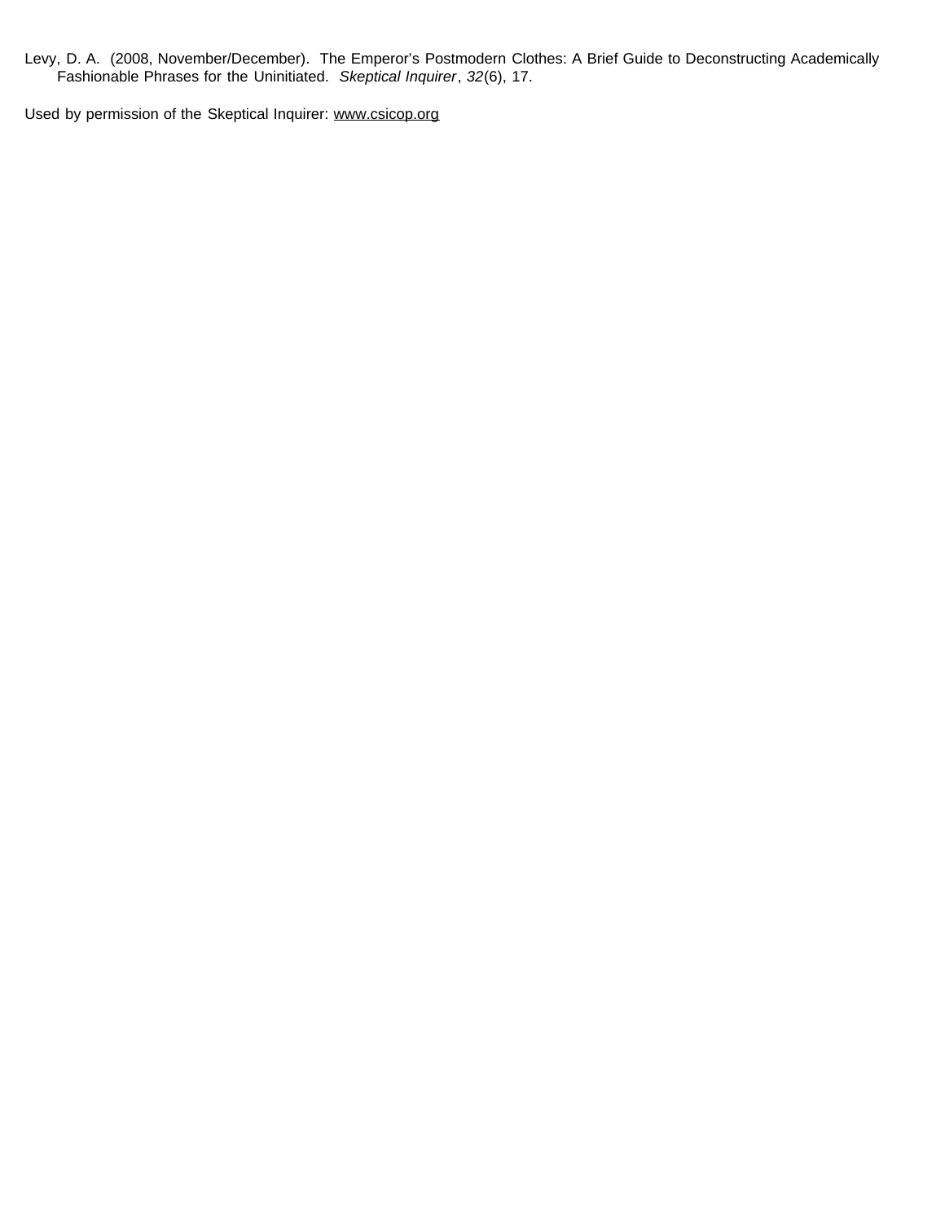Levy, D. A. (2008, November/December). The Emperor's Postmodern Clothes: A Brief Guide to Deconstructing Academically Fashionable Phrases for the Uninitiated. *Skeptical Inquirer*, *32*(6), 17.

Used by permission of the Skeptical Inquirer: www.csicop.org